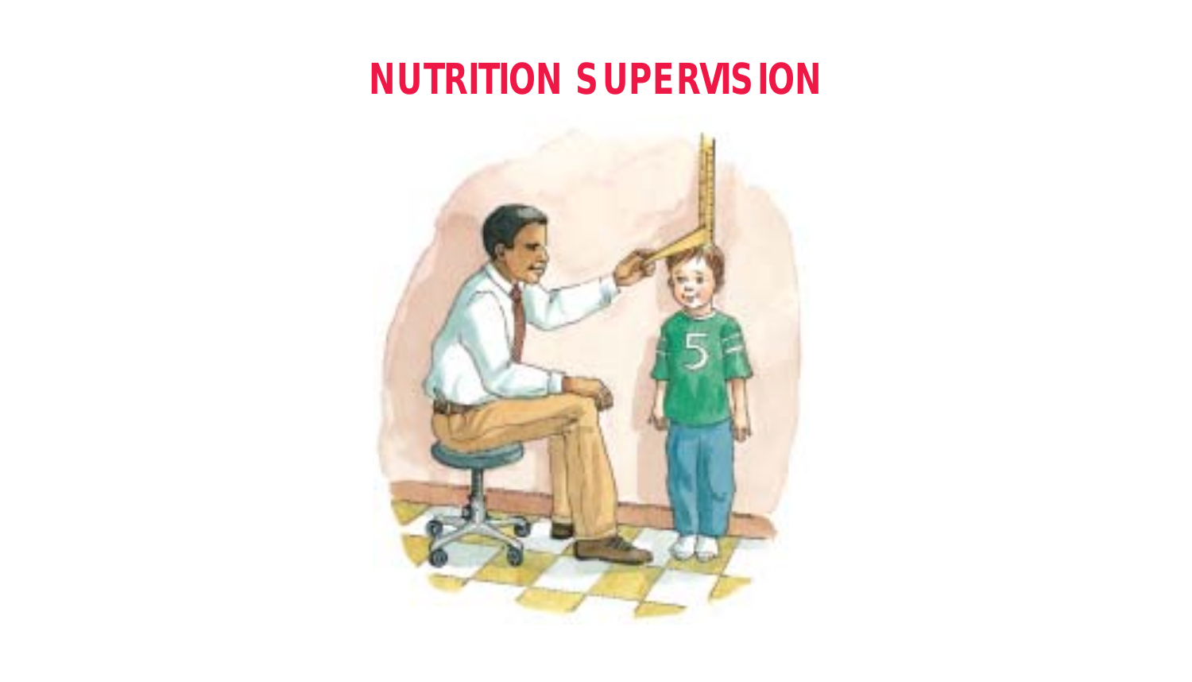# NUTRITION SUPERVISION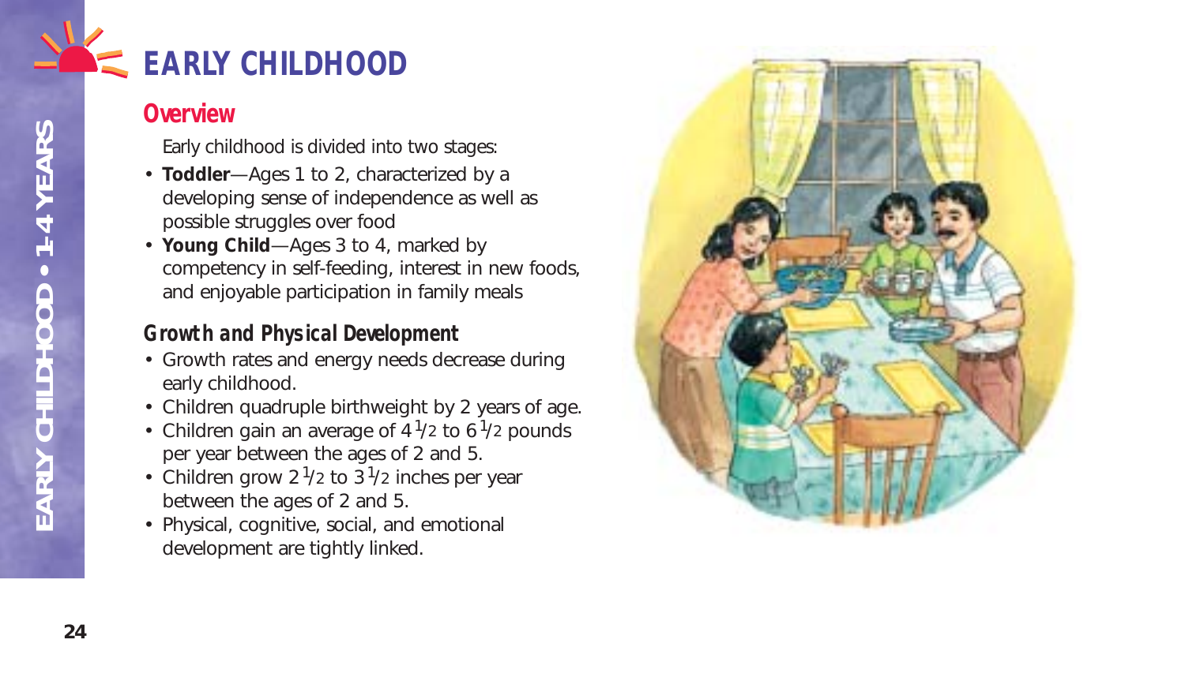# EARLY CHILDHOOD

## Overview

Early childhood is divided into two stages:

- **Toddler**—Ages 1 to 2, characterized by a developing sense of independence as well as possible struggles over food
- **Young Child**—Ages 3 to 4, marked by competency in self-feeding, interest in new foods, and enjoyable participation in family meals

### Growth and Physical Development

- Growth rates and energy needs decrease during early childhood.
- Children quadruple birthweight by 2 years of age.
- Children gain an average of 4 1/2 to 6 1/2 pounds per year between the ages of 2 and 5.
- Children grow 2 1/2 to 3 1/2 inches per year between the ages of 2 and 5.
- Physical, cognitive, social, and emotional development are tightly linked.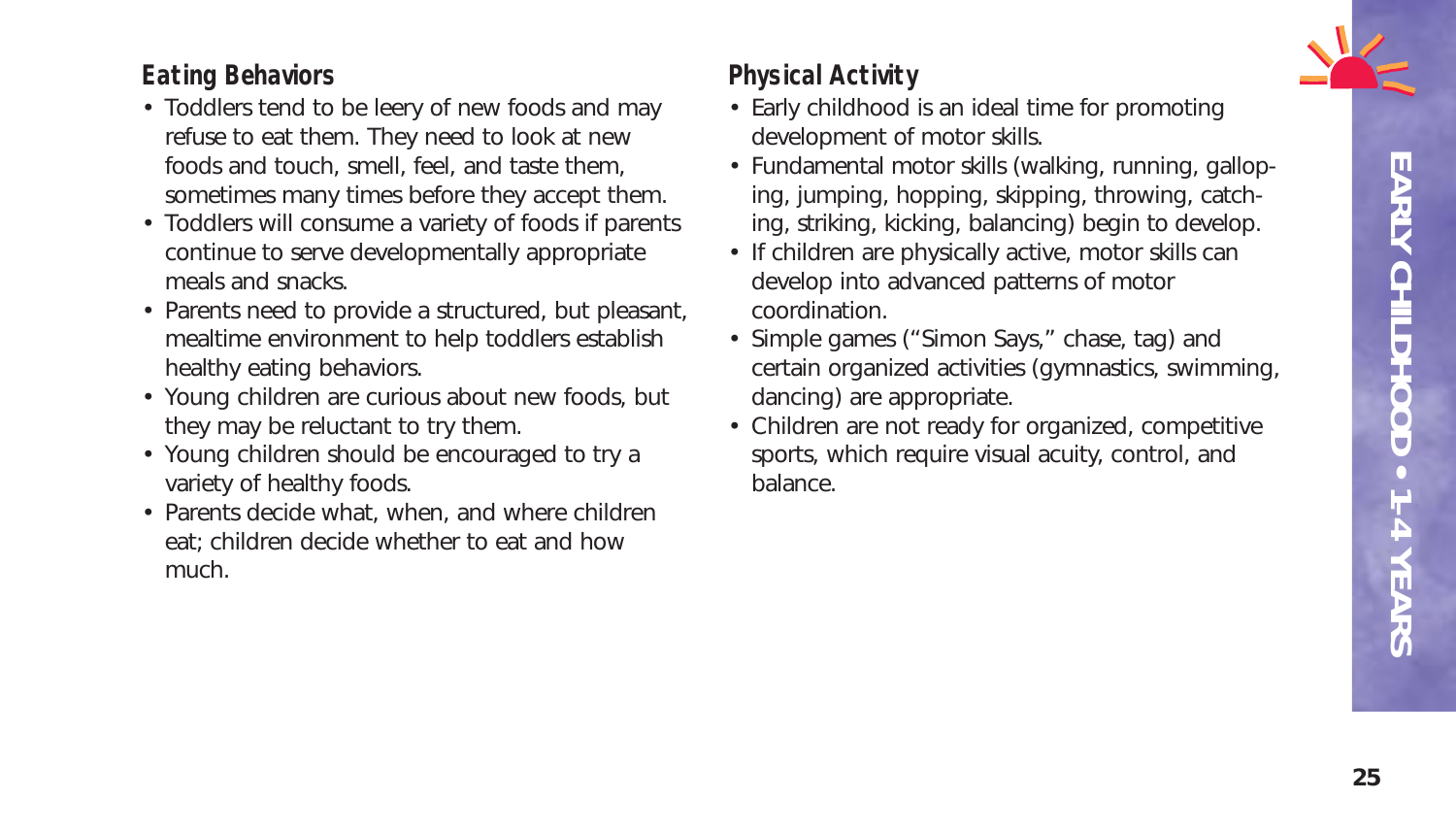## Eating Behaviors

- Toddlers tend to be leery of new foods and may refuse to eat them. They need to look at new foods and touch, smell, feel, and taste them, sometimes many times before they accept them.
- Toddlers will consume a variety of foods if parents continue to serve developmentally appropriate meals and snacks.
- Parents need to provide a structured, but pleasant, mealtime environment to help toddlers establish healthy eating behaviors.
- Young children are curious about new foods, but they may be reluctant to try them.
- Young children should be encouraged to try a variety of healthy foods.
- Parents decide what, when, and where children eat; children decide whether to eat and how much.

## Physical Activity

- Early childhood is an ideal time for promoting development of motor skills.
- Fundamental motor skills (walking, running, galloping, jumping, hopping, skipping, throwing, catching, striking, kicking, balancing) begin to develop.
- If children are physically active, motor skills can develop into advanced patterns of motor coordination.
- Simple games ("Simon Says," chase, tag) and certain organized activities (gymnastics, swimming, dancing) are appropriate.
- Children are not ready for organized, competitive sports, which require visual acuity, control, and balance.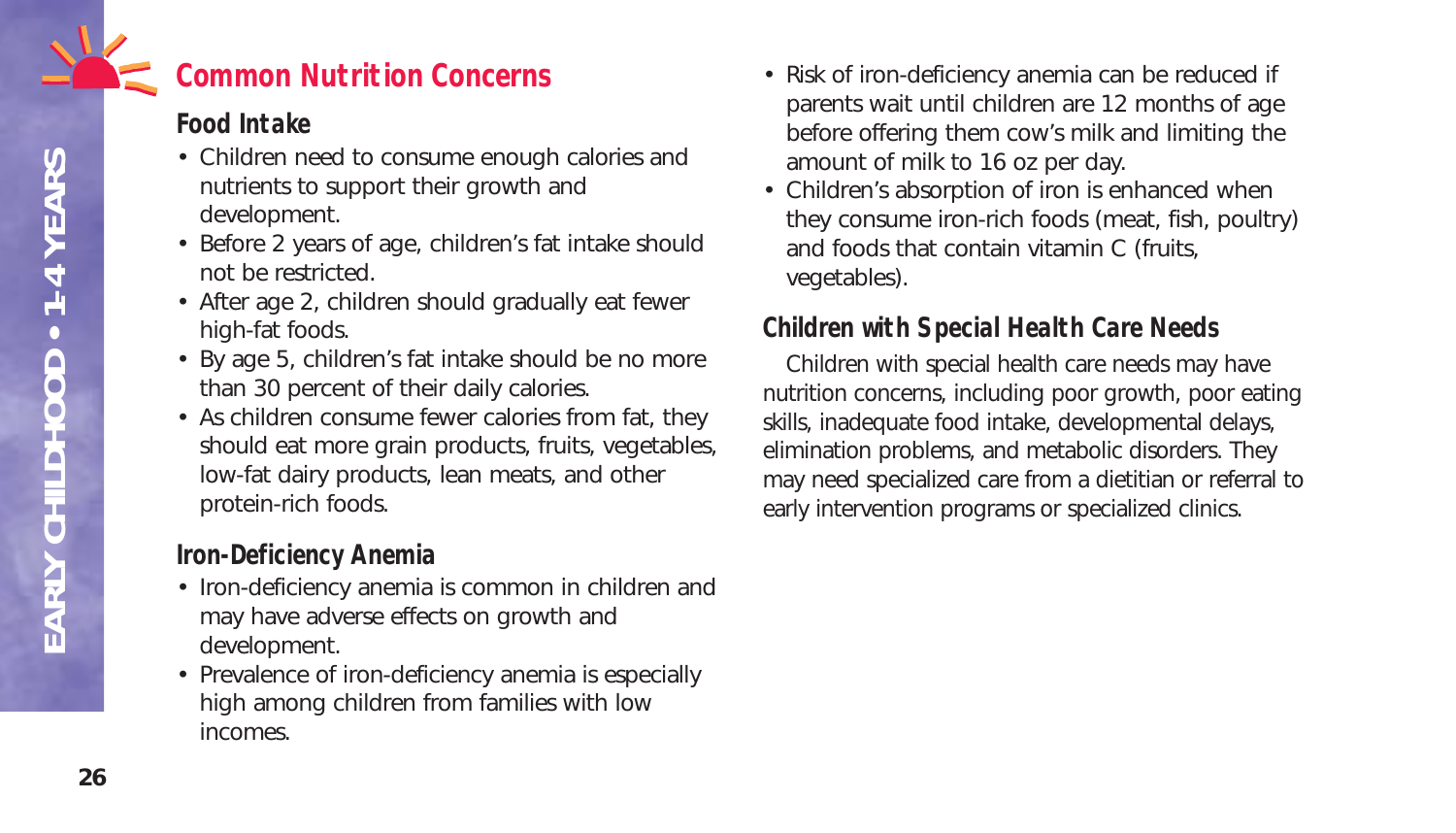## Common Nutrition Concerns

### Food Intake

- Children need to consume enough calories and nutrients to support their growth and development.
- Before 2 years of age, children's fat intake should not be restricted.
- After age 2, children should gradually eat fewer high-fat foods.
- By age 5, children's fat intake should be no more than 30 percent of their daily calories.
- As children consume fewer calories from fat, they should eat more grain products, fruits, vegetables, low-fat dairy products, lean meats, and other protein-rich foods.

### Iron-Deficiency Anemia

- Iron-deficiency anemia is common in children and may have adverse effects on growth and development.
- Prevalence of iron-deficiency anemia is especially high among children from families with low incomes.
- Risk of iron-deficiency anemia can be reduced if parents wait until children are 12 months of age before offering them cow's milk and limiting the amount of milk to 16 oz per day.
- Children's absorption of iron is enhanced when they consume iron-rich foods (meat, fish, poultry) and foods that contain vitamin C (fruits, vegetables).

### Children with Special Health Care Needs

Children with special health care needs may have nutrition concerns, including poor growth, poor eating skills, inadequate food intake, developmental delays, elimination problems, and metabolic disorders. They may need specialized care from a dietitian or referral to early intervention programs or specialized clinics.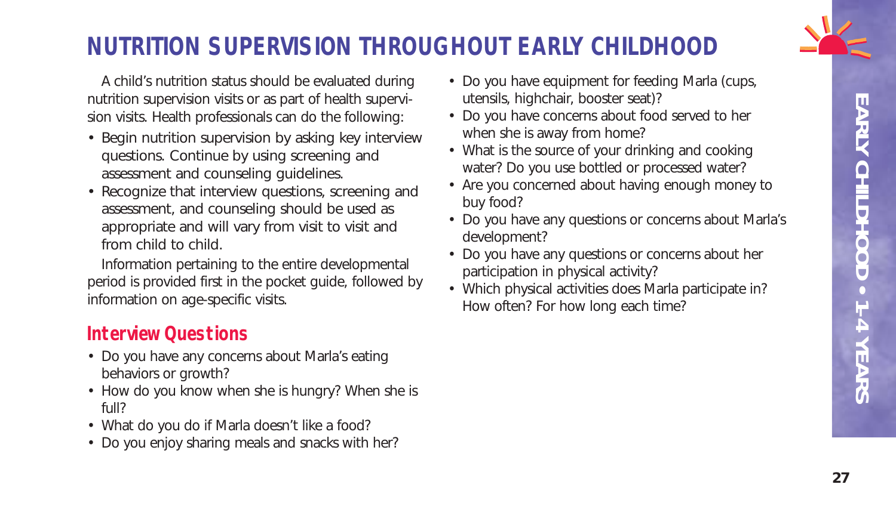# NUTRITION SUPERVISION THROUGHOUT EARLY CHILDHOOD

A child's nutrition status should be evaluated during nutrition supervision visits or as part of health supervision visits. Health professionals can do the following:

- Begin nutrition supervision by asking key interview questions. Continue by using screening and assessment and counseling guidelines.
- Recognize that interview questions, screening and assessment, and counseling should be used as appropriate and will vary from visit to visit and from child to child.

Information pertaining to the entire developmental period is provided first in the pocket guide, followed by information on age-specific visits.

## Interview Questions

- Do you have any concerns about Marla's eating behaviors or growth?
- How do you know when she is hungry? When she is full?
- What do you do if Marla doesn't like a food?
- Do you enjoy sharing meals and snacks with her?
- Do you have equipment for feeding Marla (cups, utensils, highchair, booster seat)?
- Do you have concerns about food served to her when she is away from home?
- What is the source of your drinking and cooking water? Do you use bottled or processed water?
- Are you concerned about having enough money to buy food?
- Do you have any questions or concerns about Marla's development?
- Do you have any questions or concerns about her participation in physical activity?
- Which physical activities does Marla participate in? How often? For how long each time?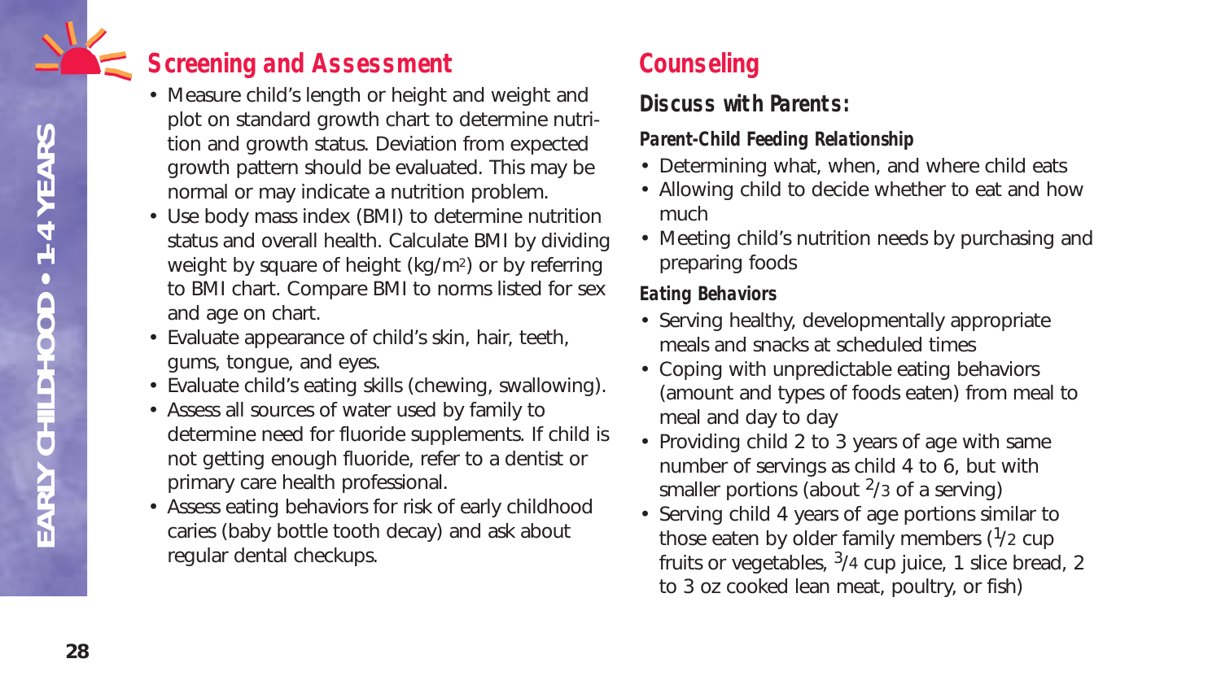## Screening and Assessment

- Measure child's length or height and weight and plot on standard growth chart to determine nutrition and growth status. Deviation from expected growth pattern should be evaluated. This may be normal or may indicate a nutrition problem.
- Use body mass index (BMI) to determine nutrition status and overall health. Calculate BMI by dividing weight by square of height ($kg/m^2$) or by referring to BMI chart. Compare BMI to norms listed for sex and age on chart.
- Evaluate appearance of child's skin, hair, teeth, gums, tongue, and eyes.
- Evaluate child's eating skills (chewing, swallowing).
- Assess all sources of water used by family to determine need for fluoride supplements. If child is not getting enough fluoride, refer to a dentist or primary care health professional.
- Assess eating behaviors for risk of early childhood caries (baby bottle tooth decay) and ask about regular dental checkups.

## Counseling

### Discuss with Parents:

#### Parent-Child Feeding Relationship

- Determining what, when, and where child eats
- Allowing child to decide whether to eat and how much
- Meeting child's nutrition needs by purchasing and preparing foods

#### Eating Behaviors

- Serving healthy, developmentally appropriate meals and snacks at scheduled times
- Coping with unpredictable eating behaviors (amount and types of foods eaten) from meal to meal and day to day
- Providing child 2 to 3 years of age with same number of servings as child 4 to 6, but with smaller portions (about 2/3 of a serving)
- Serving child 4 years of age portions similar to those eaten by older family members (1/2 cup fruits or vegetables, 3/4 cup juice, 1 slice bread, 2 to 3 oz cooked lean meat, poultry, or fish)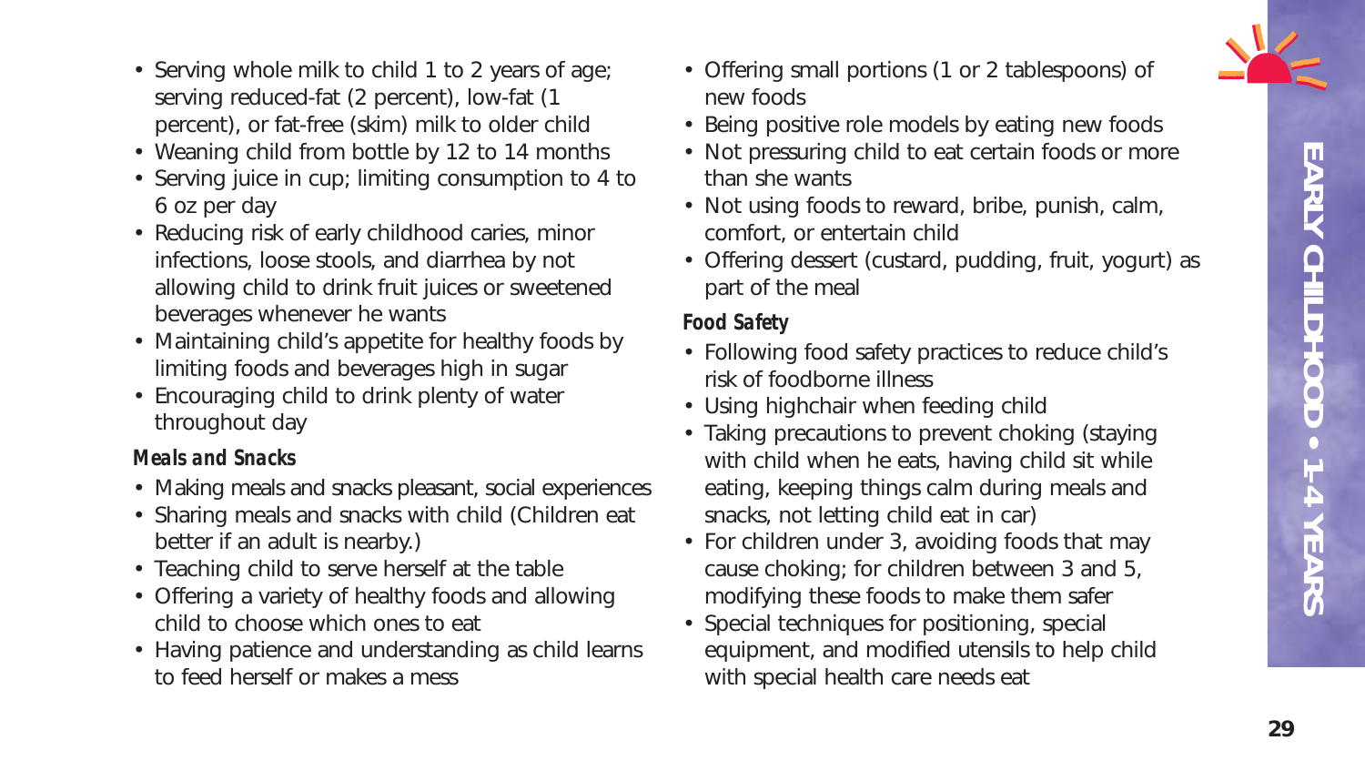- Serving whole milk to child 1 to 2 years of age; serving reduced-fat (2 percent), low-fat (1 percent), or fat-free (skim) milk to older child
- Weaning child from bottle by 12 to 14 months
- Serving juice in cup; limiting consumption to 4 to 6 oz per day
- Reducing risk of early childhood caries, minor infections, loose stools, and diarrhea by not allowing child to drink fruit juices or sweetened beverages whenever he wants
- Maintaining child's appetite for healthy foods by limiting foods and beverages high in sugar
- Encouraging child to drink plenty of water throughout day

***Meals and Snacks***

- Making meals and snacks pleasant, social experiences
- Sharing meals and snacks with child (Children eat better if an adult is nearby.)
- Teaching child to serve herself at the table
- Offering a variety of healthy foods and allowing child to choose which ones to eat
- Having patience and understanding as child learns to feed herself or makes a mess
- Offering small portions (1 or 2 tablespoons) of new foods
- Being positive role models by eating new foods
- Not pressuring child to eat certain foods or more than she wants
- Not using foods to reward, bribe, punish, calm, comfort, or entertain child
- Offering dessert (custard, pudding, fruit, yogurt) as part of the meal

***Food Safety***

- Following food safety practices to reduce child's risk of foodborne illness
- Using highchair when feeding child
- Taking precautions to prevent choking (staying with child when he eats, having child sit while eating, keeping things calm during meals and snacks, not letting child eat in car)
- For children under 3, avoiding foods that may cause choking; for children between 3 and 5, modifying these foods to make them safer
- Special techniques for positioning, special equipment, and modified utensils to help child with special health care needs eat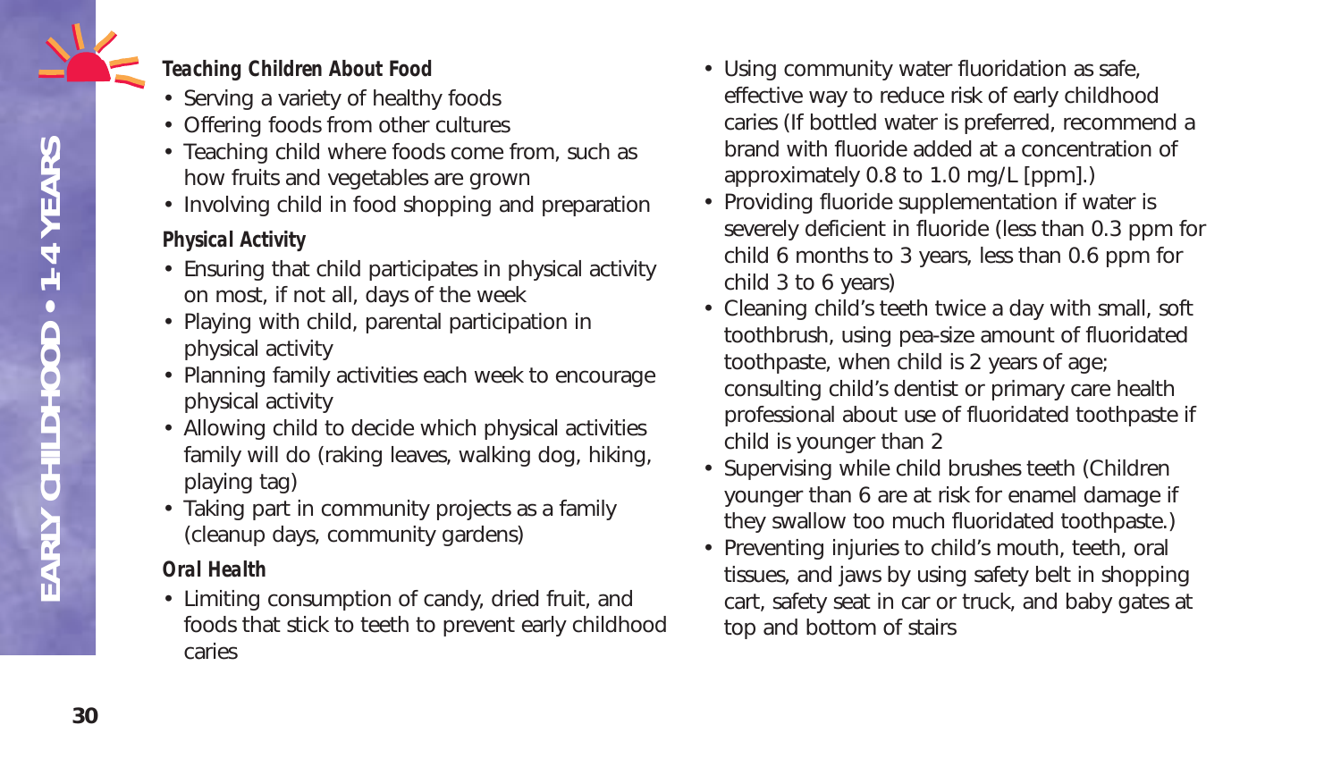### *Teaching Children About Food*

- Serving a variety of healthy foods
- Offering foods from other cultures
- Teaching child where foods come from, such as how fruits and vegetables are grown
- Involving child in food shopping and preparation

### *Physical Activity*

- Ensuring that child participates in physical activity on most, if not all, days of the week
- Playing with child, parental participation in physical activity
- Planning family activities each week to encourage physical activity
- Allowing child to decide which physical activities family will do (raking leaves, walking dog, hiking, playing tag)
- Taking part in community projects as a family (cleanup days, community gardens)

### *Oral Health*

- Limiting consumption of candy, dried fruit, and foods that stick to teeth to prevent early childhood caries
- Using community water fluoridation as safe, effective way to reduce risk of early childhood caries (If bottled water is preferred, recommend a brand with fluoride added at a concentration of approximately 0.8 to 1.0 mg/L [ppm].)
- Providing fluoride supplementation if water is severely deficient in fluoride (less than 0.3 ppm for child 6 months to 3 years, less than 0.6 ppm for child 3 to 6 years)
- Cleaning child's teeth twice a day with small, soft toothbrush, using pea-size amount of fluoridated toothpaste, when child is 2 years of age; consulting child's dentist or primary care health professional about use of fluoridated toothpaste if child is younger than 2
- Supervising while child brushes teeth (Children younger than 6 are at risk for enamel damage if they swallow too much fluoridated toothpaste.)
- Preventing injuries to child's mouth, teeth, oral tissues, and jaws by using safety belt in shopping cart, safety seat in car or truck, and baby gates at top and bottom of stairs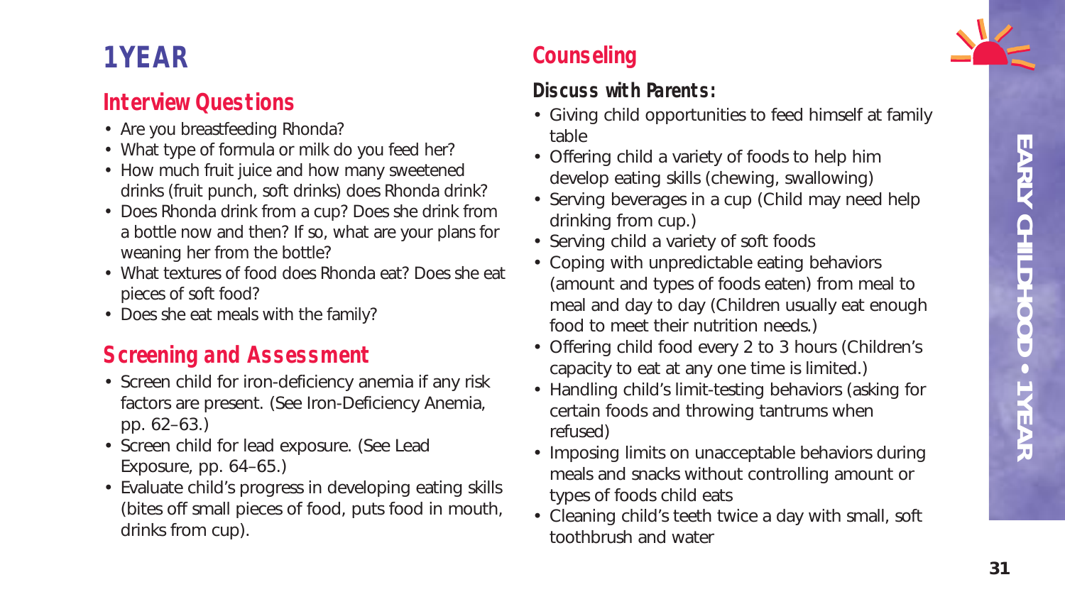# 1 YEAR

## Interview Questions

- Are you breastfeeding Rhonda?
- What type of formula or milk do you feed her?
- How much fruit juice and how many sweetened drinks (fruit punch, soft drinks) does Rhonda drink?
- Does Rhonda drink from a cup? Does she drink from a bottle now and then? If so, what are your plans for weaning her from the bottle?
- What textures of food does Rhonda eat? Does she eat pieces of soft food?
- Does she eat meals with the family?

## Screening and Assessment

- Screen child for iron-deficiency anemia if any risk factors are present. (See Iron-Deficiency Anemia, pp. 62–63.)
- Screen child for lead exposure. (See Lead Exposure, pp. 64–65.)
- Evaluate child's progress in developing eating skills (bites off small pieces of food, puts food in mouth, drinks from cup).

## Counseling

### Discuss with Parents:

- Giving child opportunities to feed himself at family table
- Offering child a variety of foods to help him develop eating skills (chewing, swallowing)
- Serving beverages in a cup (Child may need help drinking from cup.)
- Serving child a variety of soft foods
- Coping with unpredictable eating behaviors (amount and types of foods eaten) from meal to meal and day to day (Children usually eat enough food to meet their nutrition needs.)
- Offering child food every 2 to 3 hours (Children's capacity to eat at any one time is limited.)
- Handling child's limit-testing behaviors (asking for certain foods and throwing tantrums when refused)
- Imposing limits on unacceptable behaviors during meals and snacks without controlling amount or types of foods child eats
- Cleaning child's teeth twice a day with small, soft toothbrush and water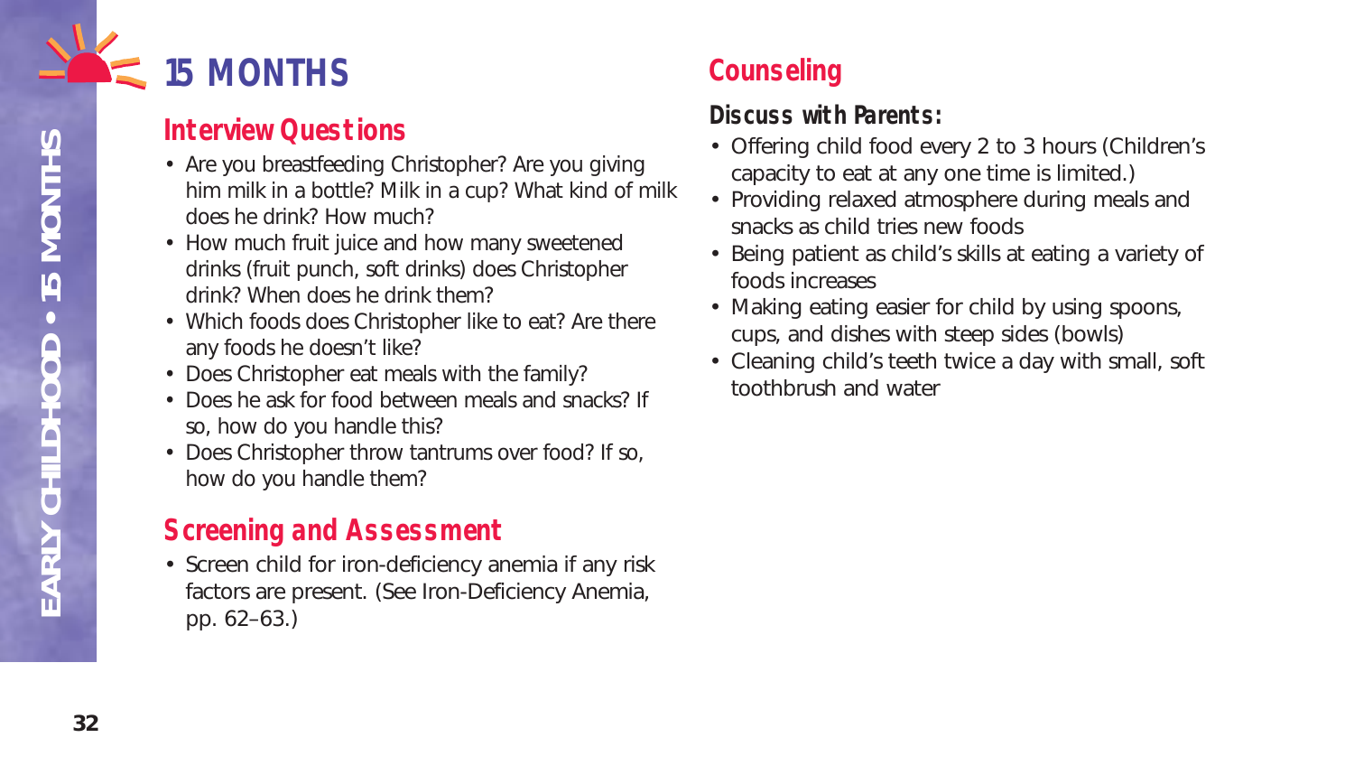# 15 MONTHS

## Interview Questions

- Are you breastfeeding Christopher? Are you giving him milk in a bottle? Milk in a cup? What kind of milk does he drink? How much?
- How much fruit juice and how many sweetened drinks (fruit punch, soft drinks) does Christopher drink? When does he drink them?
- Which foods does Christopher like to eat? Are there any foods he doesn't like?
- Does Christopher eat meals with the family?
- Does he ask for food between meals and snacks? If so, how do you handle this?
- Does Christopher throw tantrums over food? If so, how do you handle them?

## Screening and Assessment

- Screen child for iron-deficiency anemia if any risk factors are present. (See Iron-Deficiency Anemia, pp. 62–63.)

## Counseling

### Discuss with Parents:

- Offering child food every 2 to 3 hours (Children's capacity to eat at any one time is limited.)
- Providing relaxed atmosphere during meals and snacks as child tries new foods
- Being patient as child's skills at eating a variety of foods increases
- Making eating easier for child by using spoons, cups, and dishes with steep sides (bowls)
- Cleaning child's teeth twice a day with small, soft toothbrush and water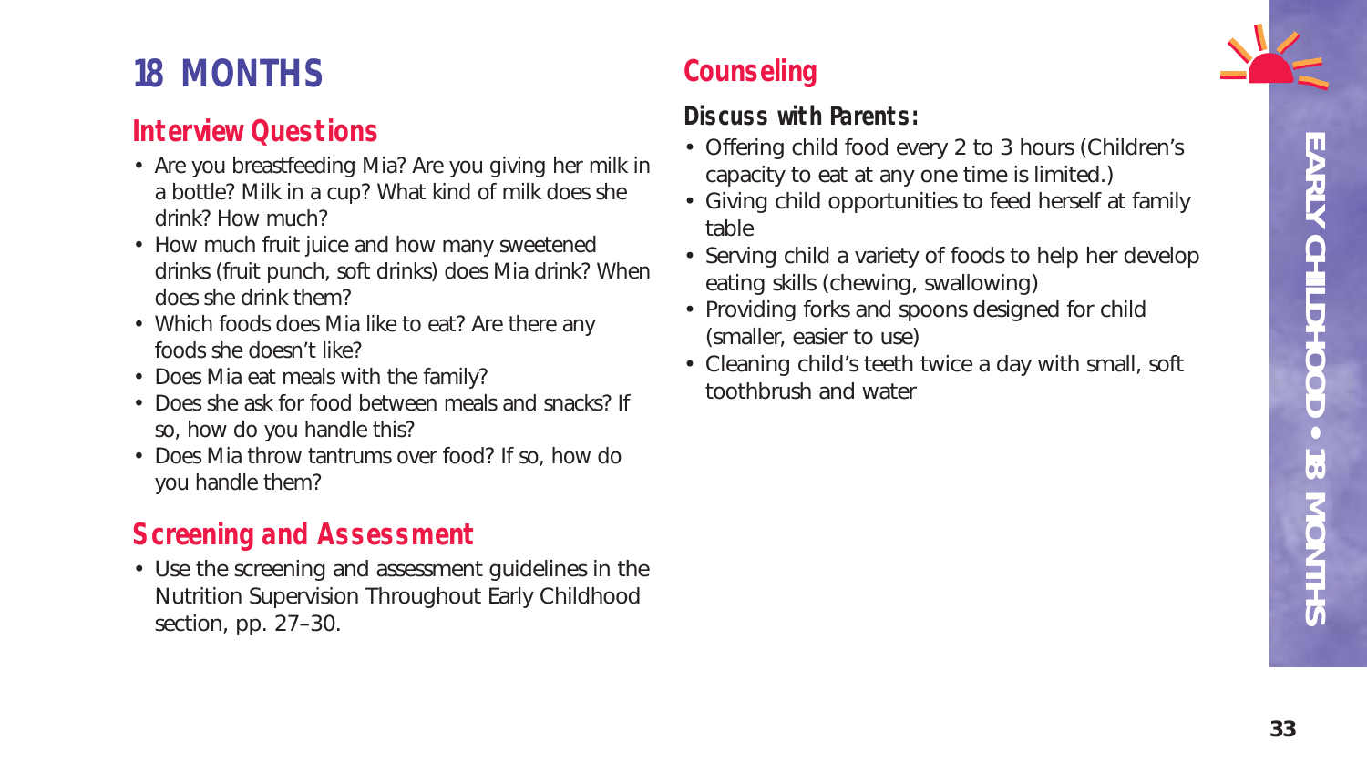# 18 MONTHS

## Interview Questions

- Are you breastfeeding Mia? Are you giving her milk in a bottle? Milk in a cup? What kind of milk does she drink? How much?
- How much fruit juice and how many sweetened drinks (fruit punch, soft drinks) does Mia drink? When does she drink them?
- Which foods does Mia like to eat? Are there any foods she doesn't like?
- Does Mia eat meals with the family?
- Does she ask for food between meals and snacks? If so, how do you handle this?
- Does Mia throw tantrums over food? If so, how do you handle them?

## Screening and Assessment

- Use the screening and assessment guidelines in the Nutrition Supervision Throughout Early Childhood section, pp. 27–30.

## Counseling

### Discuss with Parents:

- Offering child food every 2 to 3 hours (Children's capacity to eat at any one time is limited.)
- Giving child opportunities to feed herself at family table
- Serving child a variety of foods to help her develop eating skills (chewing, swallowing)
- Providing forks and spoons designed for child (smaller, easier to use)
- Cleaning child's teeth twice a day with small, soft toothbrush and water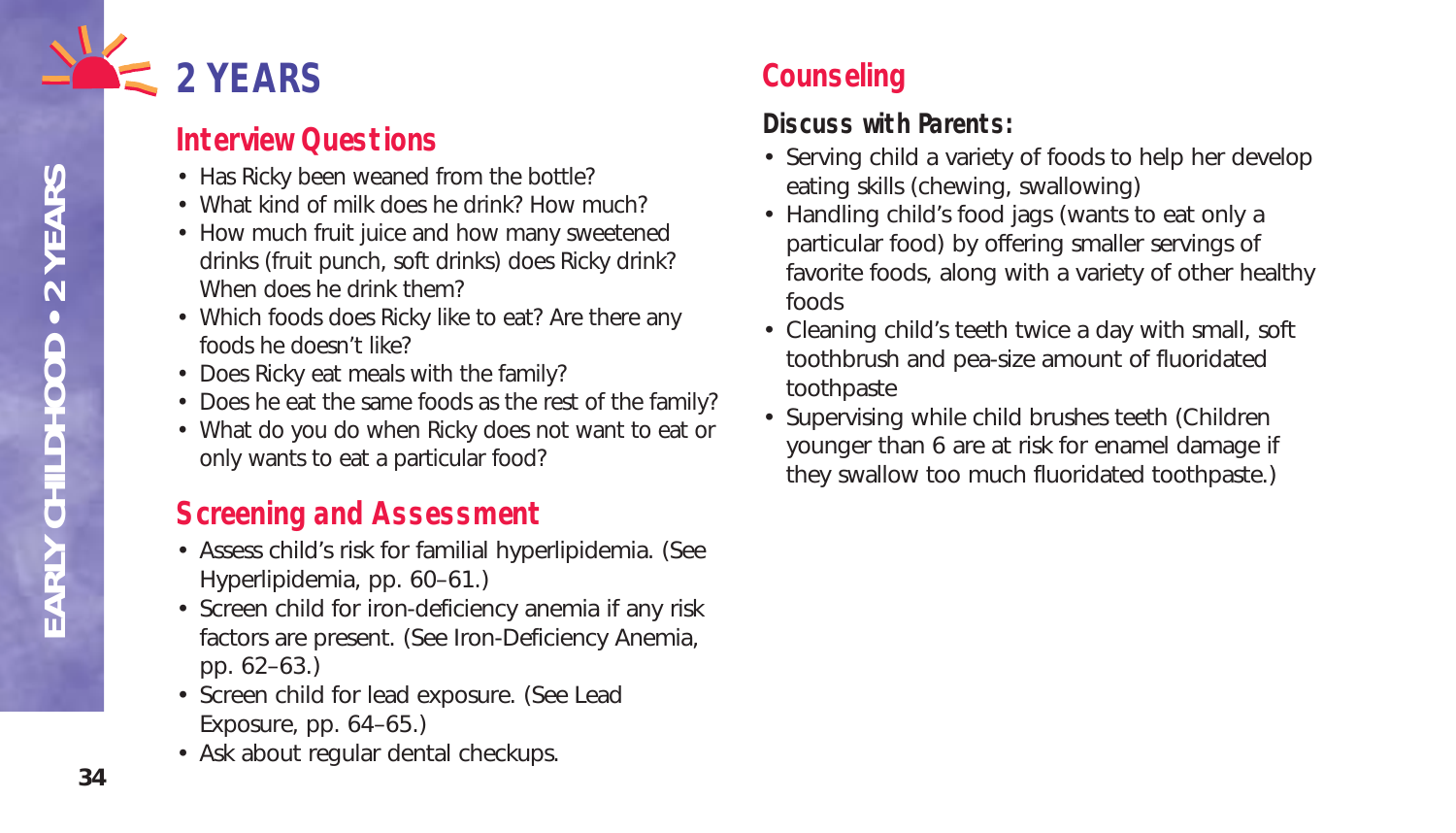# 2 YEARS

## Interview Questions

- Has Ricky been weaned from the bottle?
- What kind of milk does he drink? How much?
- How much fruit juice and how many sweetened drinks (fruit punch, soft drinks) does Ricky drink? When does he drink them?
- Which foods does Ricky like to eat? Are there any foods he doesn't like?
- Does Ricky eat meals with the family?
- Does he eat the same foods as the rest of the family?
- What do you do when Ricky does not want to eat or only wants to eat a particular food?

## Screening and Assessment

- Assess child's risk for familial hyperlipidemia. (See Hyperlipidemia, pp. 60–61.)
- Screen child for iron-deficiency anemia if any risk factors are present. (See Iron-Deficiency Anemia, pp. 62–63.)
- Screen child for lead exposure. (See Lead Exposure, pp. 64–65.)
- Ask about regular dental checkups.

## Counseling

### Discuss with Parents:

- Serving child a variety of foods to help her develop eating skills (chewing, swallowing)
- Handling child's food jags (wants to eat only a particular food) by offering smaller servings of favorite foods, along with a variety of other healthy foods
- Cleaning child's teeth twice a day with small, soft toothbrush and pea-size amount of fluoridated toothpaste
- Supervising while child brushes teeth (Children younger than 6 are at risk for enamel damage if they swallow too much fluoridated toothpaste.)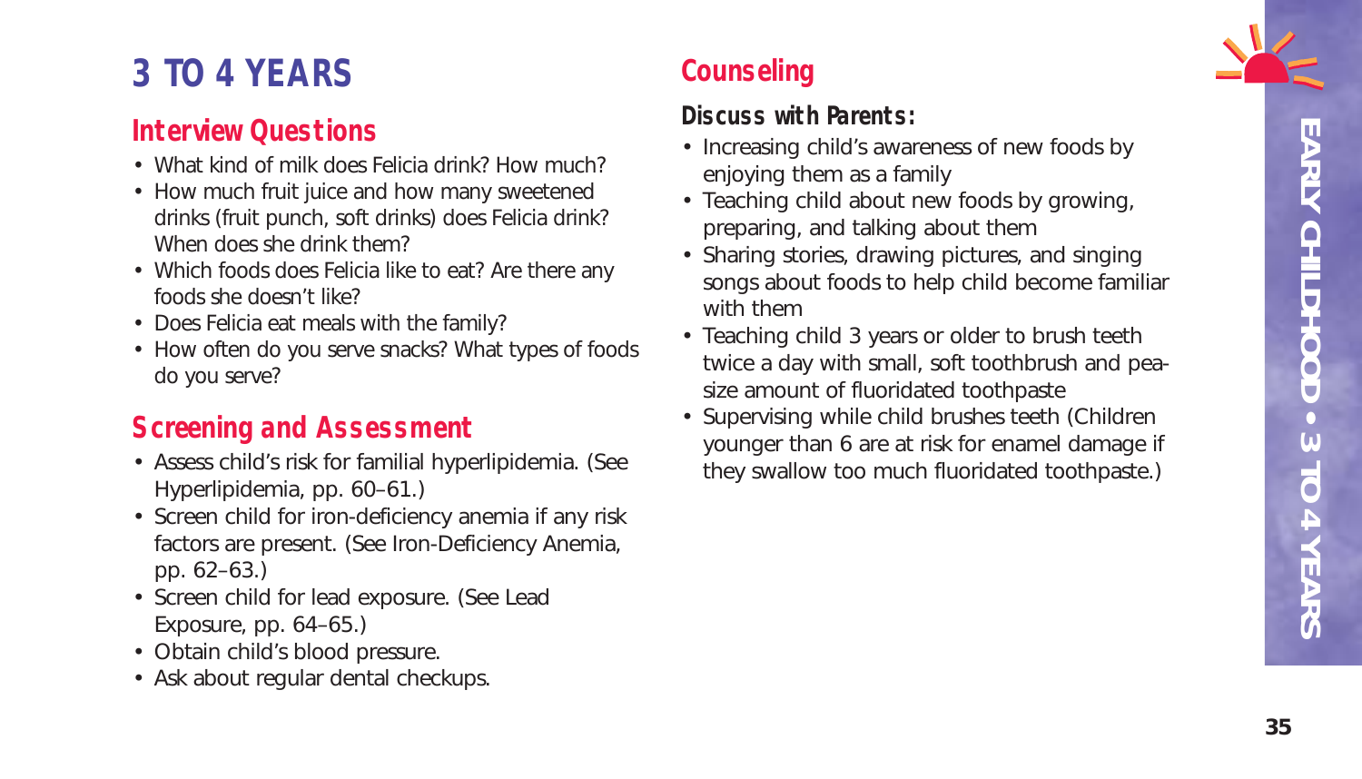# 3 TO 4 YEARS

## Interview Questions

- What kind of milk does Felicia drink? How much?
- How much fruit juice and how many sweetened drinks (fruit punch, soft drinks) does Felicia drink? When does she drink them?
- Which foods does Felicia like to eat? Are there any foods she doesn't like?
- Does Felicia eat meals with the family?
- How often do you serve snacks? What types of foods do you serve?

## Screening and Assessment

- Assess child's risk for familial hyperlipidemia. (See Hyperlipidemia, pp. 60–61.)
- Screen child for iron-deficiency anemia if any risk factors are present. (See Iron-Deficiency Anemia, pp. 62–63.)
- Screen child for lead exposure. (See Lead Exposure, pp. 64–65.)
- Obtain child's blood pressure.
- Ask about regular dental checkups.

## Counseling

### Discuss with Parents:

- Increasing child's awareness of new foods by enjoying them as a family
- Teaching child about new foods by growing, preparing, and talking about them
- Sharing stories, drawing pictures, and singing songs about foods to help child become familiar with them
- Teaching child 3 years or older to brush teeth twice a day with small, soft toothbrush and pea-size amount of fluoridated toothpaste
- Supervising while child brushes teeth (Children younger than 6 are at risk for enamel damage if they swallow too much fluoridated toothpaste.)